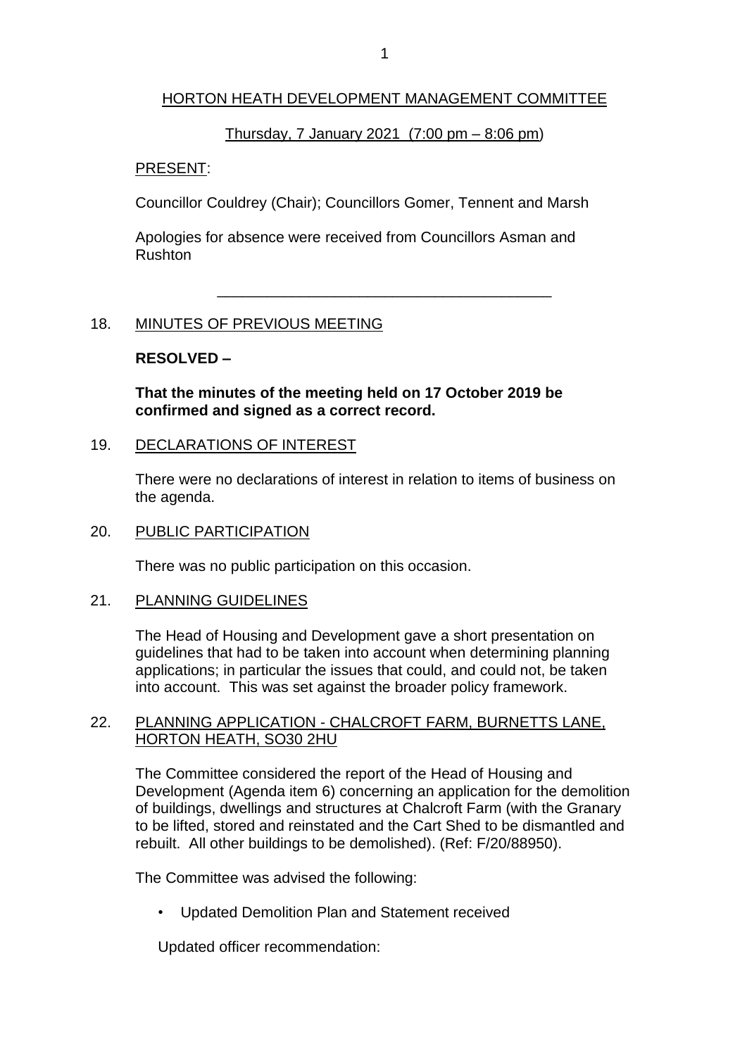# HORTON HEATH DEVELOPMENT MANAGEMENT COMMITTEE

Thursday, 7 January 2021 (7:00 pm – 8:06 pm)

PRESENT:

Councillor Couldrey (Chair); Councillors Gomer, Tennent and Marsh

Apologies for absence were received from Councillors Asman and Rushton

---

## 18. MINUTES OF PREVIOUS MEETING

**RESOLVED –**

**That the minutes of the meeting held on 17 October 2019 be confirmed and signed as a correct record.**

## 19. DECLARATIONS OF INTEREST

There were no declarations of interest in relation to items of business on the agenda.

## 20. PUBLIC PARTICIPATION

There was no public participation on this occasion.

## 21. PLANNING GUIDELINES

The Head of Housing and Development gave a short presentation on guidelines that had to be taken into account when determining planning applications; in particular the issues that could, and could not, be taken into account. This was set against the broader policy framework.

## 22. PLANNING APPLICATION - CHALCROFT FARM, BURNETTS LANE, HORTON HEATH, SO30 2HU

The Committee considered the report of the Head of Housing and Development (Agenda item 6) concerning an application for the demolition of buildings, dwellings and structures at Chalcroft Farm (with the Granary to be lifted, stored and reinstated and the Cart Shed to be dismantled and rebuilt. All other buildings to be demolished). (Ref: F/20/88950).

The Committee was advised the following:

- Updated Demolition Plan and Statement received

Updated officer recommendation: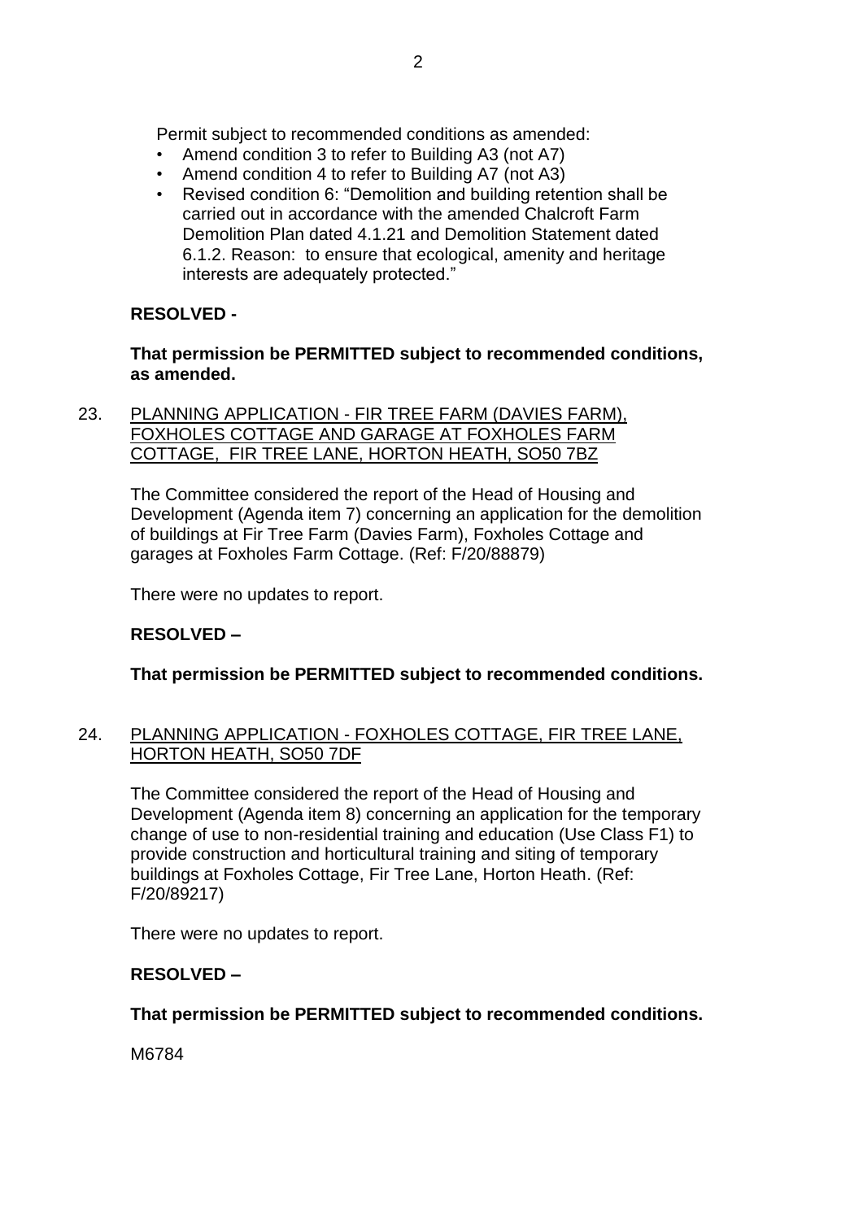Permit subject to recommended conditions as amended:

- Amend condition 3 to refer to Building A3 (not A7)
- Amend condition 4 to refer to Building A7 (not A3)
- Revised condition 6: "Demolition and building retention shall be carried out in accordance with the amended Chalcroft Farm Demolition Plan dated 4.1.21 and Demolition Statement dated 6.1.2. Reason: to ensure that ecological, amenity and heritage interests are adequately protected."

**RESOLVED -**

**That permission be PERMITTED subject to recommended conditions, as amended.**

23. PLANNING APPLICATION - FIR TREE FARM (DAVIES FARM), FOXHOLES COTTAGE AND GARAGE AT FOXHOLES FARM COTTAGE, FIR TREE LANE, HORTON HEATH, SO50 7BZ

The Committee considered the report of the Head of Housing and Development (Agenda item 7) concerning an application for the demolition of buildings at Fir Tree Farm (Davies Farm), Foxholes Cottage and garages at Foxholes Farm Cottage. (Ref: F/20/88879)

There were no updates to report.

**RESOLVED –**

**That permission be PERMITTED subject to recommended conditions.**

24. PLANNING APPLICATION - FOXHOLES COTTAGE, FIR TREE LANE, HORTON HEATH, SO50 7DF

The Committee considered the report of the Head of Housing and Development (Agenda item 8) concerning an application for the temporary change of use to non-residential training and education (Use Class F1) to provide construction and horticultural training and siting of temporary buildings at Foxholes Cottage, Fir Tree Lane, Horton Heath. (Ref: F/20/89217)

There were no updates to report.

**RESOLVED –**

**That permission be PERMITTED subject to recommended conditions.**

M6784